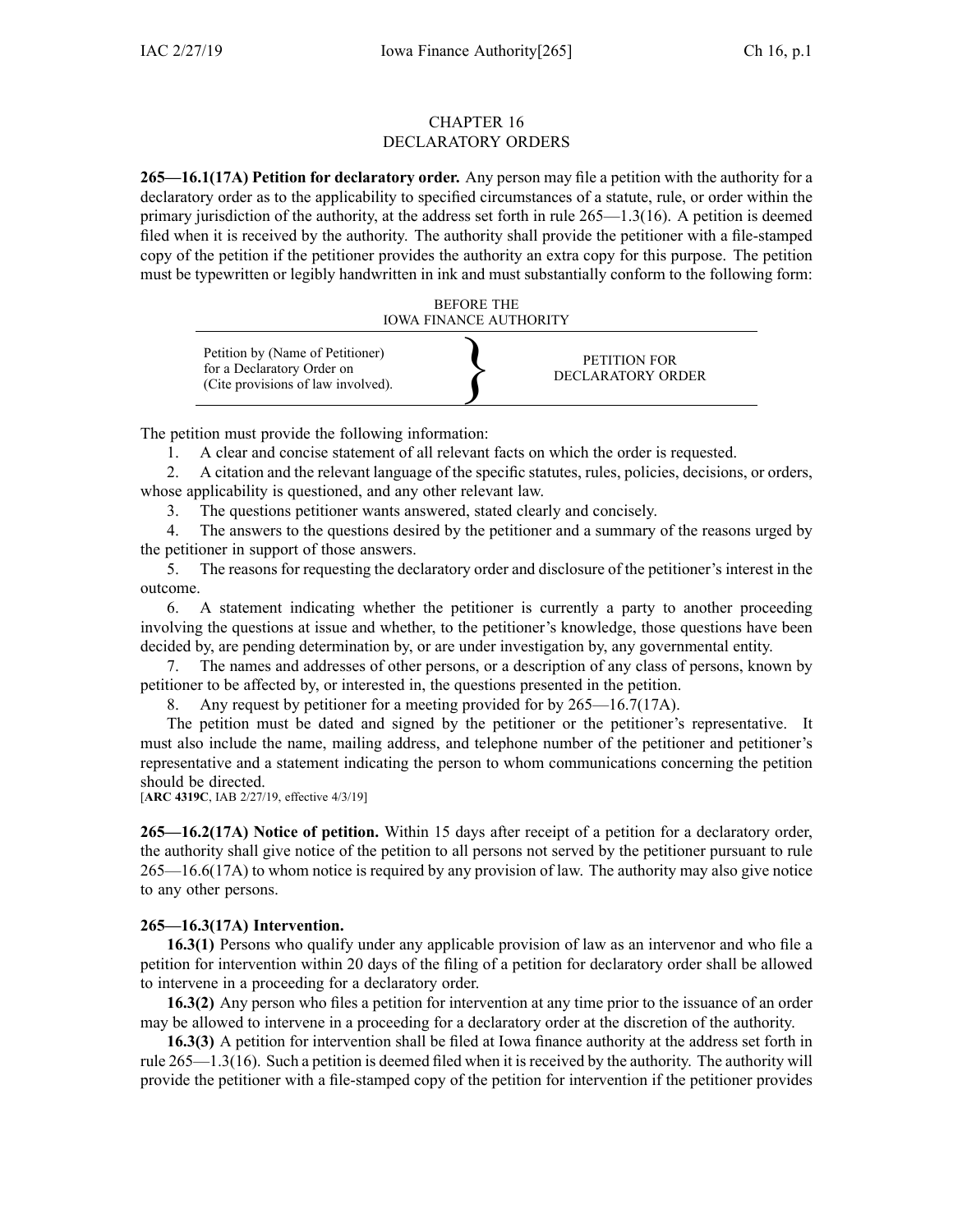# CHAPTER 16
# DECLARATORY ORDERS

**265—16.1(17A) Petition for declaratory order.** Any person may file a petition with the authority for a declaratory order as to the applicability to specified circumstances of a statute, rule, or order within the primary jurisdiction of the authority, at the address set forth in rule 265—1.3(16). A petition is deemed filed when it is received by the authority. The authority shall provide the petitioner with a file-stamped copy of the petition if the petitioner provides the authority an extra copy for this purpose. The petition must be typewritten or legibly handwritten in ink and must substantially conform to the following form:

BEFORE THE
IOWA FINANCE AUTHORITY

| Petition by (Name of Petitioner) for a Declaratory Order on (Cite provisions of law involved). | } | PETITION FOR DECLARATORY ORDER |
|---|---|---|

The petition must provide the following information:

1. A clear and concise statement of all relevant facts on which the order is requested.
2. A citation and the relevant language of the specific statutes, rules, policies, decisions, or orders, whose applicability is questioned, and any other relevant law.
3. The questions petitioner wants answered, stated clearly and concisely.
4. The answers to the questions desired by the petitioner and a summary of the reasons urged by the petitioner in support of those answers.
5. The reasons for requesting the declaratory order and disclosure of the petitioner's interest in the outcome.
6. A statement indicating whether the petitioner is currently a party to another proceeding involving the questions at issue and whether, to the petitioner's knowledge, those questions have been decided by, are pending determination by, or are under investigation by, any governmental entity.
7. The names and addresses of other persons, or a description of any class of persons, known by petitioner to be affected by, or interested in, the questions presented in the petition.
8. Any request by petitioner for a meeting provided for by 265—16.7(17A).

The petition must be dated and signed by the petitioner or the petitioner's representative. It must also include the name, mailing address, and telephone number of the petitioner and petitioner's representative and a statement indicating the person to whom communications concerning the petition should be directed.

[**ARC 4319C**, IAB 2/27/19, effective 4/3/19]

**265—16.2(17A) Notice of petition.** Within 15 days after receipt of a petition for a declaratory order, the authority shall give notice of the petition to all persons not served by the petitioner pursuant to rule 265—16.6(17A) to whom notice is required by any provision of law. The authority may also give notice to any other persons.

**265—16.3(17A) Intervention.**

**16.3(1)** Persons who qualify under any applicable provision of law as an intervenor and who file a petition for intervention within 20 days of the filing of a petition for declaratory order shall be allowed to intervene in a proceeding for a declaratory order.

**16.3(2)** Any person who files a petition for intervention at any time prior to the issuance of an order may be allowed to intervene in a proceeding for a declaratory order at the discretion of the authority.

**16.3(3)** A petition for intervention shall be filed at Iowa finance authority at the address set forth in rule 265—1.3(16). Such a petition is deemed filed when it is received by the authority. The authority will provide the petitioner with a file-stamped copy of the petition for intervention if the petitioner provides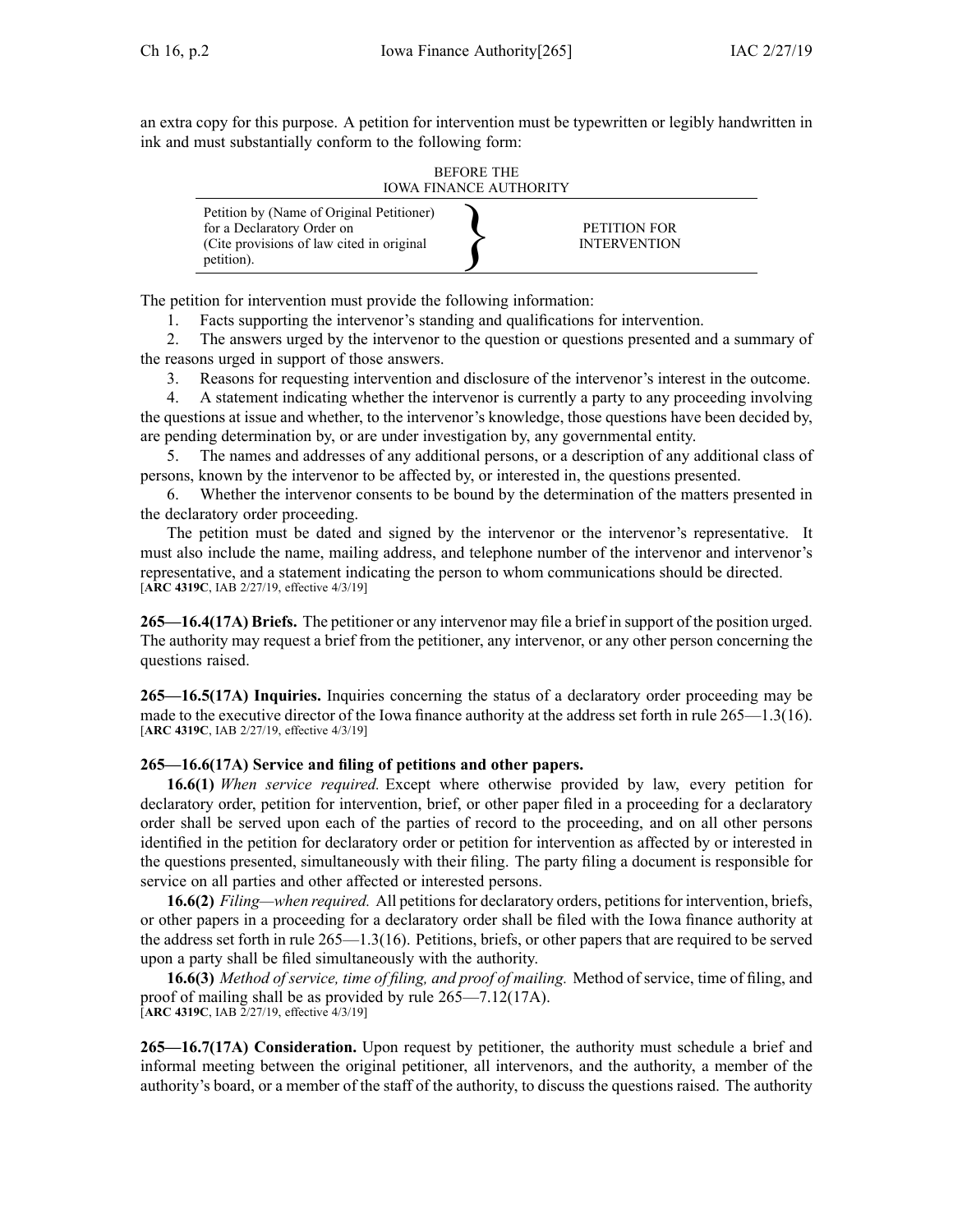an extra copy for this purpose. A petition for intervention must be typewritten or legibly handwritten in ink and must substantially conform to the following form:

BEFORE THE
IOWA FINANCE AUTHORITY

| | |
|---|---|
| Petition by (Name of Original Petitioner) for a Declaratory Order on (Cite provisions of law cited in original petition). | PETITION FOR INTERVENTION |

The petition for intervention must provide the following information:

1. Facts supporting the intervenor's standing and qualifications for intervention.
2. The answers urged by the intervenor to the question or questions presented and a summary of the reasons urged in support of those answers.
3. Reasons for requesting intervention and disclosure of the intervenor's interest in the outcome.
4. A statement indicating whether the intervenor is currently a party to any proceeding involving the questions at issue and whether, to the intervenor's knowledge, those questions have been decided by, are pending determination by, or are under investigation by, any governmental entity.
5. The names and addresses of any additional persons, or a description of any additional class of persons, known by the intervenor to be affected by, or interested in, the questions presented.
6. Whether the intervenor consents to be bound by the determination of the matters presented in the declaratory order proceeding.

The petition must be dated and signed by the intervenor or the intervenor's representative. It must also include the name, mailing address, and telephone number of the intervenor and intervenor's representative, and a statement indicating the person to whom communications should be directed.
[**ARC 4319C**, IAB 2/27/19, effective 4/3/19]

**265—16.4(17A) Briefs.** The petitioner or any intervenor may file a brief in support of the position urged. The authority may request a brief from the petitioner, any intervenor, or any other person concerning the questions raised.

**265—16.5(17A) Inquiries.** Inquiries concerning the status of a declaratory order proceeding may be made to the executive director of the Iowa finance authority at the address set forth in rule 265—1.3(16).
[**ARC 4319C**, IAB 2/27/19, effective 4/3/19]

**265—16.6(17A) Service and filing of petitions and other papers.**

**16.6(1)** *When service required.* Except where otherwise provided by law, every petition for declaratory order, petition for intervention, brief, or other paper filed in a proceeding for a declaratory order shall be served upon each of the parties of record to the proceeding, and on all other persons identified in the petition for declaratory order or petition for intervention as affected by or interested in the questions presented, simultaneously with their filing. The party filing a document is responsible for service on all parties and other affected or interested persons.

**16.6(2)** *Filing—when required.* All petitions for declaratory orders, petitions for intervention, briefs, or other papers in a proceeding for a declaratory order shall be filed with the Iowa finance authority at the address set forth in rule 265—1.3(16). Petitions, briefs, or other papers that are required to be served upon a party shall be filed simultaneously with the authority.

**16.6(3)** *Method of service, time of filing, and proof of mailing.* Method of service, time of filing, and proof of mailing shall be as provided by rule 265—7.12(17A).
[**ARC 4319C**, IAB 2/27/19, effective 4/3/19]

**265—16.7(17A) Consideration.** Upon request by petitioner, the authority must schedule a brief and informal meeting between the original petitioner, all intervenors, and the authority, a member of the authority's board, or a member of the staff of the authority, to discuss the questions raised. The authority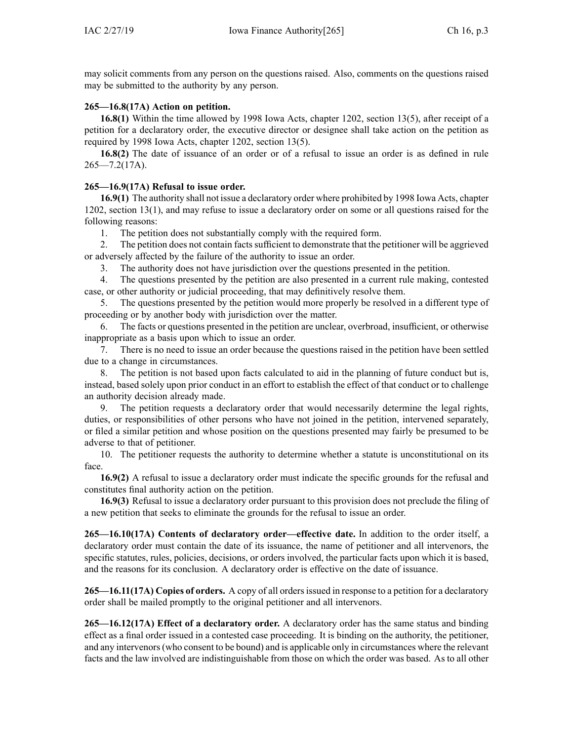may solicit comments from any person on the questions raised. Also, comments on the questions raised may be submitted to the authority by any person.

**265—16.8(17A) Action on petition.**

**16.8(1)** Within the time allowed by 1998 Iowa Acts, chapter 1202, section 13(5), after receipt of a petition for a declaratory order, the executive director or designee shall take action on the petition as required by 1998 Iowa Acts, chapter 1202, section 13(5).

**16.8(2)** The date of issuance of an order or of a refusal to issue an order is as defined in rule 265—7.2(17A).

**265—16.9(17A) Refusal to issue order.**

**16.9(1)** The authority shall not issue a declaratory order where prohibited by 1998 Iowa Acts, chapter 1202, section 13(1), and may refuse to issue a declaratory order on some or all questions raised for the following reasons:

1. The petition does not substantially comply with the required form.
2. The petition does not contain facts sufficient to demonstrate that the petitioner will be aggrieved or adversely affected by the failure of the authority to issue an order.
3. The authority does not have jurisdiction over the questions presented in the petition.
4. The questions presented by the petition are also presented in a current rule making, contested case, or other authority or judicial proceeding, that may definitively resolve them.
5. The questions presented by the petition would more properly be resolved in a different type of proceeding or by another body with jurisdiction over the matter.
6. The facts or questions presented in the petition are unclear, overbroad, insufficient, or otherwise inappropriate as a basis upon which to issue an order.
7. There is no need to issue an order because the questions raised in the petition have been settled due to a change in circumstances.
8. The petition is not based upon facts calculated to aid in the planning of future conduct but is, instead, based solely upon prior conduct in an effort to establish the effect of that conduct or to challenge an authority decision already made.
9. The petition requests a declaratory order that would necessarily determine the legal rights, duties, or responsibilities of other persons who have not joined in the petition, intervened separately, or filed a similar petition and whose position on the questions presented may fairly be presumed to be adverse to that of petitioner.
10. The petitioner requests the authority to determine whether a statute is unconstitutional on its face.

**16.9(2)** A refusal to issue a declaratory order must indicate the specific grounds for the refusal and constitutes final authority action on the petition.

**16.9(3)** Refusal to issue a declaratory order pursuant to this provision does not preclude the filing of a new petition that seeks to eliminate the grounds for the refusal to issue an order.

**265—16.10(17A) Contents of declaratory order—effective date.** In addition to the order itself, a declaratory order must contain the date of its issuance, the name of petitioner and all intervenors, the specific statutes, rules, policies, decisions, or orders involved, the particular facts upon which it is based, and the reasons for its conclusion. A declaratory order is effective on the date of issuance.

**265—16.11(17A) Copies of orders.** A copy of all orders issued in response to a petition for a declaratory order shall be mailed promptly to the original petitioner and all intervenors.

**265—16.12(17A) Effect of a declaratory order.** A declaratory order has the same status and binding effect as a final order issued in a contested case proceeding. It is binding on the authority, the petitioner, and any intervenors (who consent to be bound) and is applicable only in circumstances where the relevant facts and the law involved are indistinguishable from those on which the order was based. As to all other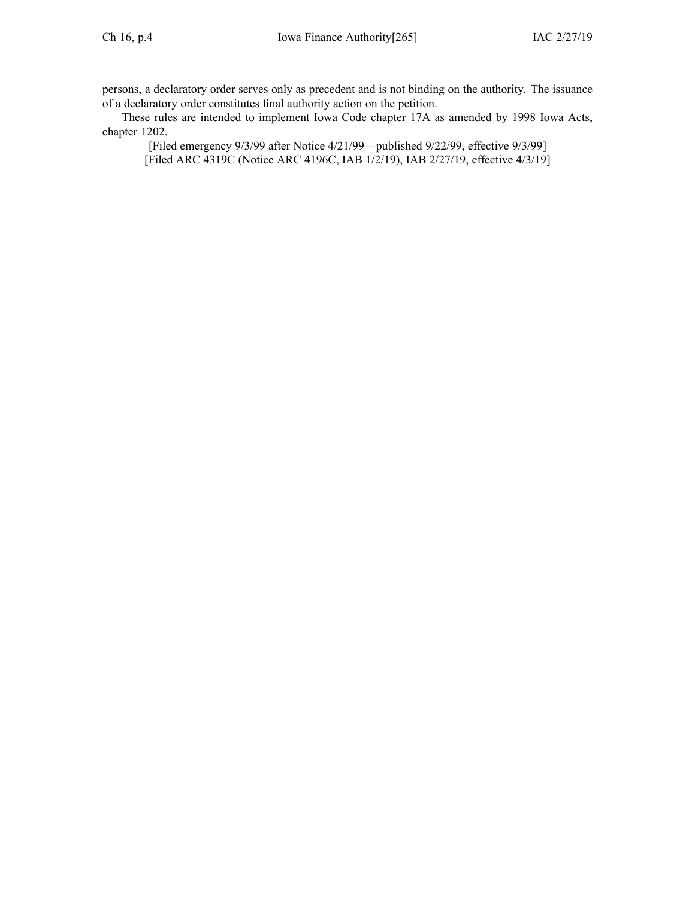persons, a declaratory order serves only as precedent and is not binding on the authority. The issuance of a declaratory order constitutes final authority action on the petition.

These rules are intended to implement Iowa Code chapter 17A as amended by 1998 Iowa Acts, chapter 1202.

[Filed emergency 9/3/99 after Notice 4/21/99—published 9/22/99, effective 9/3/99]
[Filed ARC 4319C (Notice ARC 4196C, IAB 1/2/19), IAB 2/27/19, effective 4/3/19]